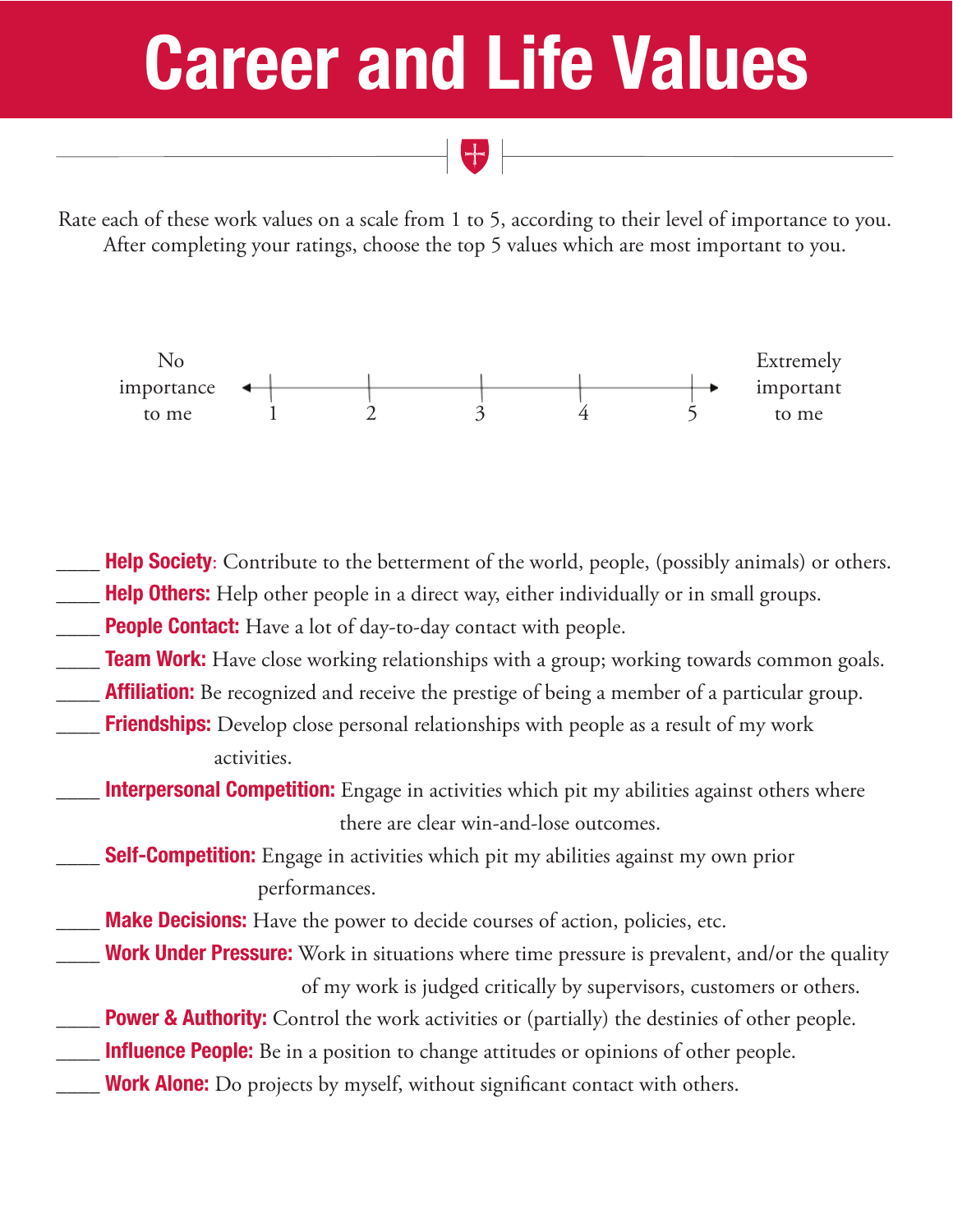# Career and Life Values

Rate each of these work values on a scale from 1 to 5, according to their level of importance to you. After completing your ratings, choose the top 5 values which are most important to you.

No importance to me ← 1 — 2 — 3 — 4 — 5 → Extremely important to me

____ **Help Society**: Contribute to the betterment of the world, people, (possibly animals) or others.

____ **Help Others:** Help other people in a direct way, either individually or in small groups.

____ **People Contact:** Have a lot of day-to-day contact with people.

____ **Team Work:** Have close working relationships with a group; working towards common goals.

____ **Affiliation:** Be recognized and receive the prestige of being a member of a particular group.

____ **Friendships:** Develop close personal relationships with people as a result of my work activities.

____ **Interpersonal Competition:** Engage in activities which pit my abilities against others where there are clear win-and-lose outcomes.

____ **Self-Competition:** Engage in activities which pit my abilities against my own prior performances.

____ **Make Decisions:** Have the power to decide courses of action, policies, etc.

____ **Work Under Pressure:** Work in situations where time pressure is prevalent, and/or the quality of my work is judged critically by supervisors, customers or others.

____ **Power & Authority:** Control the work activities or (partially) the destinies of other people.

____ **Influence People:** Be in a position to change attitudes or opinions of other people.

____ **Work Alone:** Do projects by myself, without significant contact with others.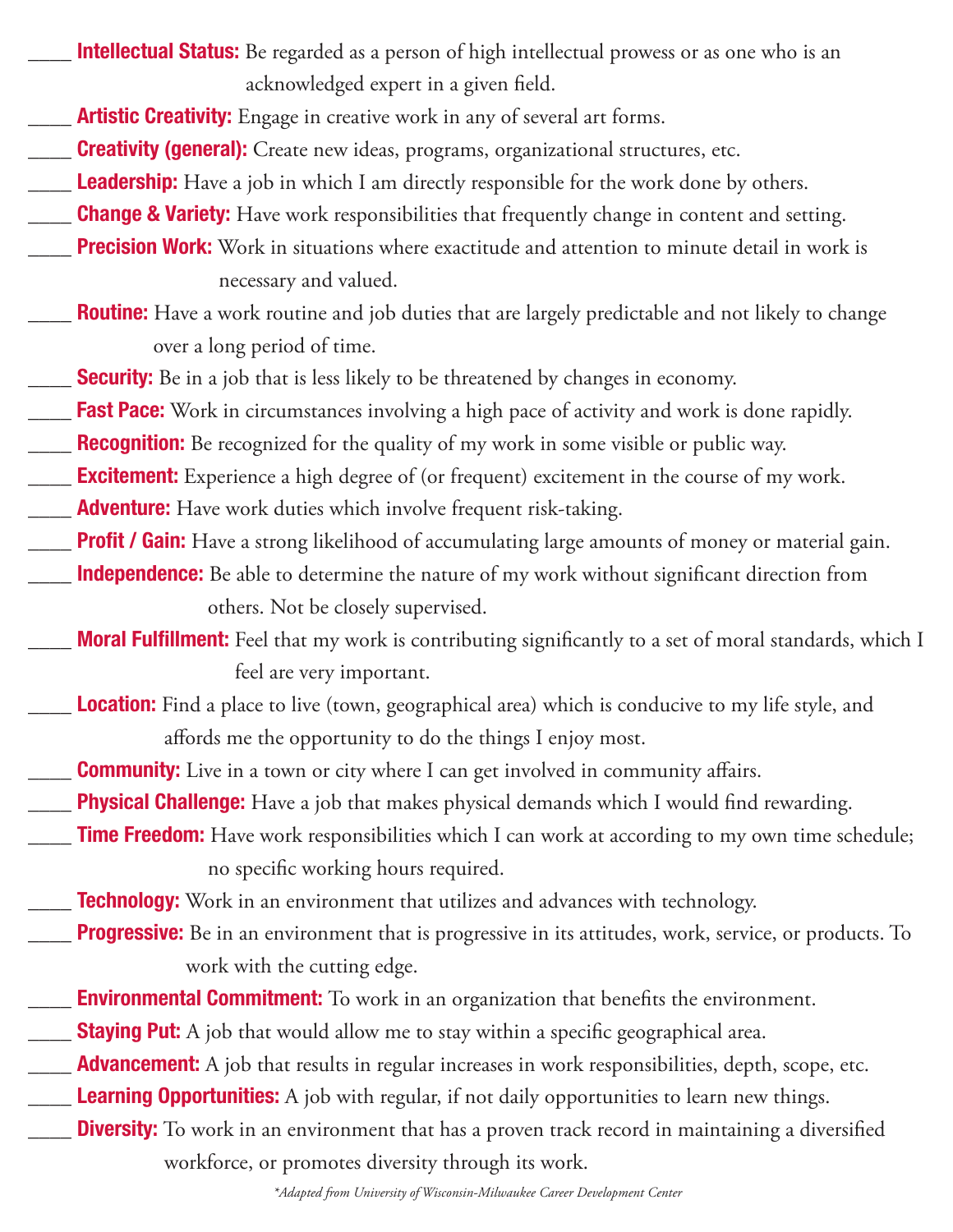____ **Intellectual Status:** Be regarded as a person of high intellectual prowess or as one who is an acknowledged expert in a given field.

____ **Artistic Creativity:** Engage in creative work in any of several art forms.

____ **Creativity (general):** Create new ideas, programs, organizational structures, etc.

____ **Leadership:** Have a job in which I am directly responsible for the work done by others.

____ **Change & Variety:** Have work responsibilities that frequently change in content and setting.

____ **Precision Work:** Work in situations where exactitude and attention to minute detail in work is necessary and valued.

____ **Routine:** Have a work routine and job duties that are largely predictable and not likely to change over a long period of time.

____ **Security:** Be in a job that is less likely to be threatened by changes in economy.

____ **Fast Pace:** Work in circumstances involving a high pace of activity and work is done rapidly.

____ **Recognition:** Be recognized for the quality of my work in some visible or public way.

____ **Excitement:** Experience a high degree of (or frequent) excitement in the course of my work.

____ **Adventure:** Have work duties which involve frequent risk-taking.

____ **Profit / Gain:** Have a strong likelihood of accumulating large amounts of money or material gain.

____ **Independence:** Be able to determine the nature of my work without significant direction from others. Not be closely supervised.

____ **Moral Fulfillment:** Feel that my work is contributing significantly to a set of moral standards, which I feel are very important.

____ **Location:** Find a place to live (town, geographical area) which is conducive to my life style, and affords me the opportunity to do the things I enjoy most.

____ **Community:** Live in a town or city where I can get involved in community affairs.

____ **Physical Challenge:** Have a job that makes physical demands which I would find rewarding.

____ **Time Freedom:** Have work responsibilities which I can work at according to my own time schedule; no specific working hours required.

____ **Technology:** Work in an environment that utilizes and advances with technology.

____ **Progressive:** Be in an environment that is progressive in its attitudes, work, service, or products. To work with the cutting edge.

____ **Environmental Commitment:** To work in an organization that benefits the environment.

____ **Staying Put:** A job that would allow me to stay within a specific geographical area.

____ **Advancement:** A job that results in regular increases in work responsibilities, depth, scope, etc.

____ **Learning Opportunities:** A job with regular, if not daily opportunities to learn new things.

____ **Diversity:** To work in an environment that has a proven track record in maintaining a diversified workforce, or promotes diversity through its work.

*\*Adapted from University of Wisconsin-Milwaukee Career Development Center*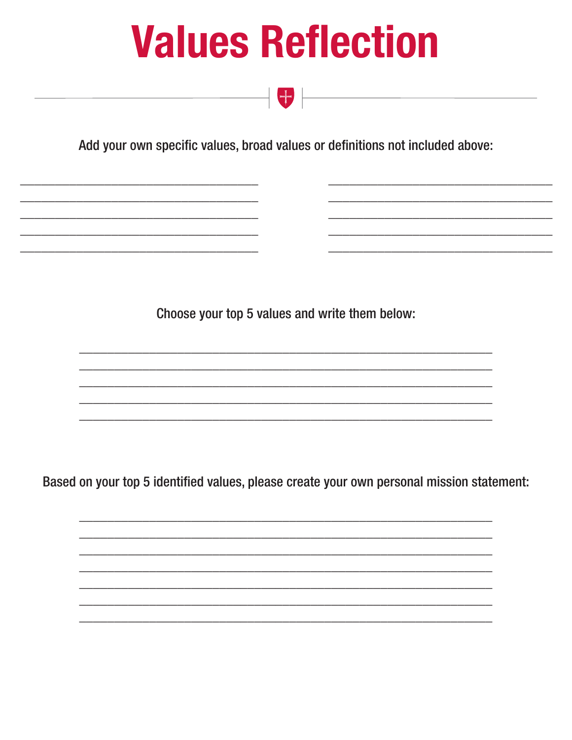# Values Reflection

Add your own specific values, broad values or definitions not included above:

\_\_\_\_\_\_\_\_\_\_\_\_\_\_\_\_\_\_\_\_\_\_\_\_\_\_\_\_\_\_\_\_\_\_\_\_ \_\_\_\_\_\_\_\_\_\_\_\_\_\_\_\_\_\_\_\_\_\_\_\_\_\_\_\_\_\_\_\_\_\_\_\_
\_\_\_\_\_\_\_\_\_\_\_\_\_\_\_\_\_\_\_\_\_\_\_\_\_\_\_\_\_\_\_\_\_\_\_\_ \_\_\_\_\_\_\_\_\_\_\_\_\_\_\_\_\_\_\_\_\_\_\_\_\_\_\_\_\_\_\_\_\_\_\_\_
\_\_\_\_\_\_\_\_\_\_\_\_\_\_\_\_\_\_\_\_\_\_\_\_\_\_\_\_\_\_\_\_\_\_\_\_ \_\_\_\_\_\_\_\_\_\_\_\_\_\_\_\_\_\_\_\_\_\_\_\_\_\_\_\_\_\_\_\_\_\_\_\_
\_\_\_\_\_\_\_\_\_\_\_\_\_\_\_\_\_\_\_\_\_\_\_\_\_\_\_\_\_\_\_\_\_\_\_\_ \_\_\_\_\_\_\_\_\_\_\_\_\_\_\_\_\_\_\_\_\_\_\_\_\_\_\_\_\_\_\_\_\_\_\_\_
\_\_\_\_\_\_\_\_\_\_\_\_\_\_\_\_\_\_\_\_\_\_\_\_\_\_\_\_\_\_\_\_\_\_\_\_ \_\_\_\_\_\_\_\_\_\_\_\_\_\_\_\_\_\_\_\_\_\_\_\_\_\_\_\_\_\_\_\_\_\_\_\_

Choose your top 5 values and write them below:

\_\_\_\_\_\_\_\_\_\_\_\_\_\_\_\_\_\_\_\_\_\_\_\_\_\_\_\_\_\_\_\_\_\_\_\_\_\_\_\_\_\_\_\_\_\_\_\_\_\_\_\_\_\_\_\_\_\_\_\_
\_\_\_\_\_\_\_\_\_\_\_\_\_\_\_\_\_\_\_\_\_\_\_\_\_\_\_\_\_\_\_\_\_\_\_\_\_\_\_\_\_\_\_\_\_\_\_\_\_\_\_\_\_\_\_\_\_\_\_\_
\_\_\_\_\_\_\_\_\_\_\_\_\_\_\_\_\_\_\_\_\_\_\_\_\_\_\_\_\_\_\_\_\_\_\_\_\_\_\_\_\_\_\_\_\_\_\_\_\_\_\_\_\_\_\_\_\_\_\_\_
\_\_\_\_\_\_\_\_\_\_\_\_\_\_\_\_\_\_\_\_\_\_\_\_\_\_\_\_\_\_\_\_\_\_\_\_\_\_\_\_\_\_\_\_\_\_\_\_\_\_\_\_\_\_\_\_\_\_\_\_
\_\_\_\_\_\_\_\_\_\_\_\_\_\_\_\_\_\_\_\_\_\_\_\_\_\_\_\_\_\_\_\_\_\_\_\_\_\_\_\_\_\_\_\_\_\_\_\_\_\_\_\_\_\_\_\_\_\_\_\_

Based on your top 5 identified values, please create your own personal mission statement:

\_\_\_\_\_\_\_\_\_\_\_\_\_\_\_\_\_\_\_\_\_\_\_\_\_\_\_\_\_\_\_\_\_\_\_\_\_\_\_\_\_\_\_\_\_\_\_\_\_\_\_\_\_\_\_\_\_\_\_\_
\_\_\_\_\_\_\_\_\_\_\_\_\_\_\_\_\_\_\_\_\_\_\_\_\_\_\_\_\_\_\_\_\_\_\_\_\_\_\_\_\_\_\_\_\_\_\_\_\_\_\_\_\_\_\_\_\_\_\_\_
\_\_\_\_\_\_\_\_\_\_\_\_\_\_\_\_\_\_\_\_\_\_\_\_\_\_\_\_\_\_\_\_\_\_\_\_\_\_\_\_\_\_\_\_\_\_\_\_\_\_\_\_\_\_\_\_\_\_\_\_
\_\_\_\_\_\_\_\_\_\_\_\_\_\_\_\_\_\_\_\_\_\_\_\_\_\_\_\_\_\_\_\_\_\_\_\_\_\_\_\_\_\_\_\_\_\_\_\_\_\_\_\_\_\_\_\_\_\_\_\_
\_\_\_\_\_\_\_\_\_\_\_\_\_\_\_\_\_\_\_\_\_\_\_\_\_\_\_\_\_\_\_\_\_\_\_\_\_\_\_\_\_\_\_\_\_\_\_\_\_\_\_\_\_\_\_\_\_\_\_\_
\_\_\_\_\_\_\_\_\_\_\_\_\_\_\_\_\_\_\_\_\_\_\_\_\_\_\_\_\_\_\_\_\_\_\_\_\_\_\_\_\_\_\_\_\_\_\_\_\_\_\_\_\_\_\_\_\_\_\_\_
\_\_\_\_\_\_\_\_\_\_\_\_\_\_\_\_\_\_\_\_\_\_\_\_\_\_\_\_\_\_\_\_\_\_\_\_\_\_\_\_\_\_\_\_\_\_\_\_\_\_\_\_\_\_\_\_\_\_\_\_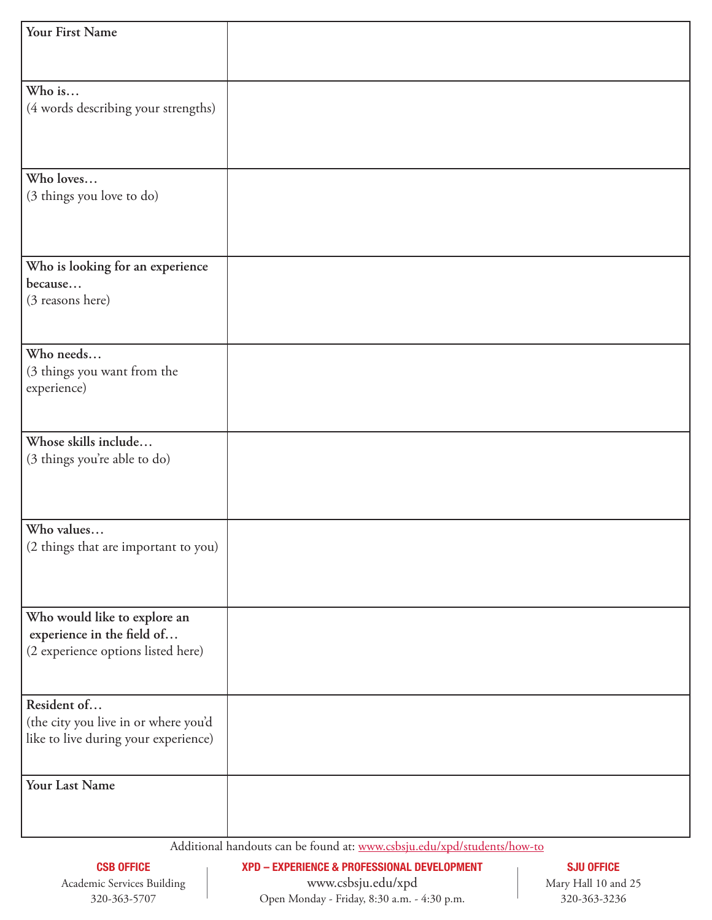| | |
|---|---|
| **Your First Name** | |
| **Who is…**<br>(4 words describing your strengths) | |
| **Who loves…**<br>(3 things you love to do) | |
| **Who is looking for an experience because…**<br>(3 reasons here) | |
| **Who needs…**<br>(3 things you want from the experience) | |
| **Whose skills include…**<br>(3 things you're able to do) | |
| **Who values…**<br>(2 things that are important to you) | |
| **Who would like to explore an experience in the field of…**<br>(2 experience options listed here) | |
| **Resident of…**<br>(the city you live in or where you'd like to live during your experience) | |
| **Your Last Name** | |

Additional handouts can be found at: www.csbsju.edu/xpd/students/how-to

**CSB OFFICE**
Academic Services Building
320-363-5707

**XPD – EXPERIENCE & PROFESSIONAL DEVELOPMENT**
www.csbsju.edu/xpd
Open Monday - Friday, 8:30 a.m. - 4:30 p.m.

**SJU OFFICE**
Mary Hall 10 and 25
320-363-3236